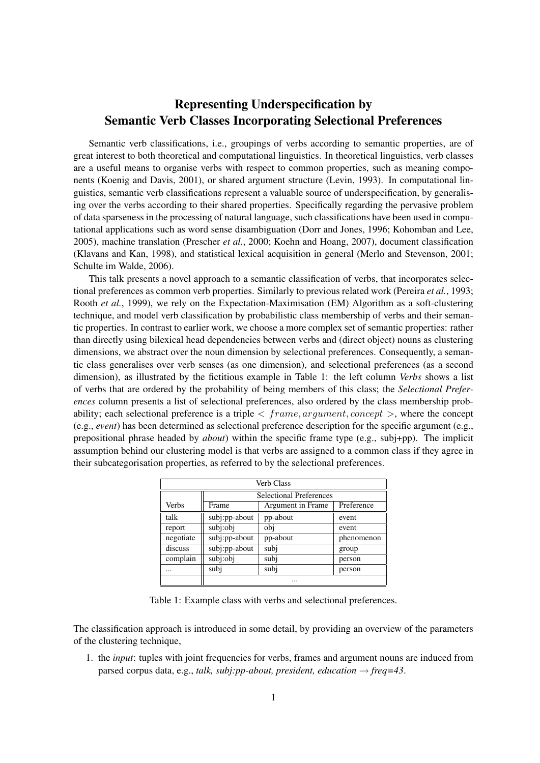# Representing Underspecification by Semantic Verb Classes Incorporating Selectional Preferences

Semantic verb classifications, i.e., groupings of verbs according to semantic properties, are of great interest to both theoretical and computational linguistics. In theoretical linguistics, verb classes are a useful means to organise verbs with respect to common properties, such as meaning components (Koenig and Davis, 2001), or shared argument structure (Levin, 1993). In computational linguistics, semantic verb classifications represent a valuable source of underspecification, by generalising over the verbs according to their shared properties. Specifically regarding the pervasive problem of data sparseness in the processing of natural language, such classifications have been used in computational applications such as word sense disambiguation (Dorr and Jones, 1996; Kohomban and Lee, 2005), machine translation (Prescher *et al.*, 2000; Koehn and Hoang, 2007), document classification (Klavans and Kan, 1998), and statistical lexical acquisition in general (Merlo and Stevenson, 2001; Schulte im Walde, 2006).

This talk presents a novel approach to a semantic classification of verbs, that incorporates selectional preferences as common verb properties. Similarly to previous related work (Pereira *et al.*, 1993; Rooth *et al.*, 1999), we rely on the Expectation-Maximisation (EM) Algorithm as a soft-clustering technique, and model verb classification by probabilistic class membership of verbs and their semantic properties. In contrast to earlier work, we choose a more complex set of semantic properties: rather than directly using bilexical head dependencies between verbs and (direct object) nouns as clustering dimensions, we abstract over the noun dimension by selectional preferences. Consequently, a semantic class generalises over verb senses (as one dimension), and selectional preferences (as a second dimension), as illustrated by the fictitious example in Table 1: the left column *Verbs* shows a list of verbs that are ordered by the probability of being members of this class; the *Selectional Preferences* column presents a list of selectional preferences, also ordered by the class membership probability; each selectional preference is a triple $< frame, argument, concept >$, where the concept (e.g., *event*) has been determined as selectional preference description for the specific argument (e.g., prepositional phrase headed by *about*) within the specific frame type (e.g., subj+pp). The implicit assumption behind our clustering model is that verbs are assigned to a common class if they agree in their subcategorisation properties, as referred to by the selectional preferences.

| Verb Class | | | |
|---|---|---|---|
| | Selectional Preferences | | |
| Verbs | Frame | Argument in Frame | Preference |
| talk | subj:pp-about | pp-about | event |
| report | subj:obj | obj | event |
| negotiate | subj:pp-about | pp-about | phenomenon |
| discuss | subj:pp-about | subj | group |
| complain | subj:obj | subj | person |
| ... | subj | subj | person |
| | ... | | |

Table 1: Example class with verbs and selectional preferences.

The classification approach is introduced in some detail, by providing an overview of the parameters of the clustering technique,

1. the *input*: tuples with joint frequencies for verbs, frames and argument nouns are induced from parsed corpus data, e.g., *talk, subj:pp-about, president, education* → *freq=43*.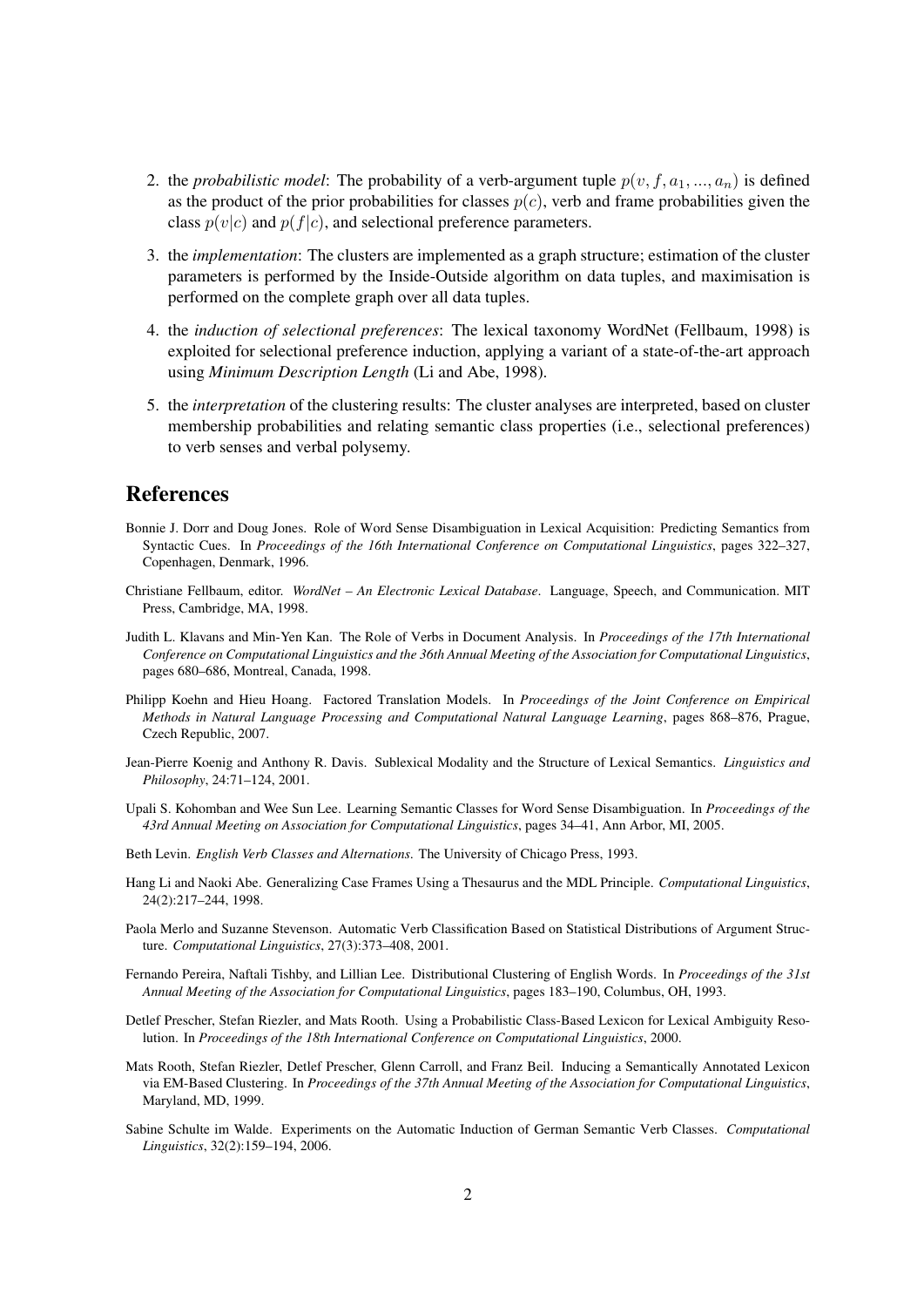2. the *probabilistic model*: The probability of a verb-argument tuple $p(v, f, a_1, ..., a_n)$ is defined as the product of the prior probabilities for classes $p(c)$, verb and frame probabilities given the class $p(v|c)$ and $p(f|c)$, and selectional preference parameters.

3. the *implementation*: The clusters are implemented as a graph structure; estimation of the cluster parameters is performed by the Inside-Outside algorithm on data tuples, and maximisation is performed on the complete graph over all data tuples.

4. the *induction of selectional preferences*: The lexical taxonomy WordNet (Fellbaum, 1998) is exploited for selectional preference induction, applying a variant of a state-of-the-art approach using *Minimum Description Length* (Li and Abe, 1998).

5. the *interpretation* of the clustering results: The cluster analyses are interpreted, based on cluster membership probabilities and relating semantic class properties (i.e., selectional preferences) to verb senses and verbal polysemy.

## References

Bonnie J. Dorr and Doug Jones. Role of Word Sense Disambiguation in Lexical Acquisition: Predicting Semantics from Syntactic Cues. In *Proceedings of the 16th International Conference on Computational Linguistics*, pages 322–327, Copenhagen, Denmark, 1996.

Christiane Fellbaum, editor. *WordNet – An Electronic Lexical Database*. Language, Speech, and Communication. MIT Press, Cambridge, MA, 1998.

Judith L. Klavans and Min-Yen Kan. The Role of Verbs in Document Analysis. In *Proceedings of the 17th International Conference on Computational Linguistics and the 36th Annual Meeting of the Association for Computational Linguistics*, pages 680–686, Montreal, Canada, 1998.

Philipp Koehn and Hieu Hoang. Factored Translation Models. In *Proceedings of the Joint Conference on Empirical Methods in Natural Language Processing and Computational Natural Language Learning*, pages 868–876, Prague, Czech Republic, 2007.

Jean-Pierre Koenig and Anthony R. Davis. Sublexical Modality and the Structure of Lexical Semantics. *Linguistics and Philosophy*, 24:71–124, 2001.

Upali S. Kohomban and Wee Sun Lee. Learning Semantic Classes for Word Sense Disambiguation. In *Proceedings of the 43rd Annual Meeting on Association for Computational Linguistics*, pages 34–41, Ann Arbor, MI, 2005.

Beth Levin. *English Verb Classes and Alternations*. The University of Chicago Press, 1993.

Hang Li and Naoki Abe. Generalizing Case Frames Using a Thesaurus and the MDL Principle. *Computational Linguistics*, 24(2):217–244, 1998.

Paola Merlo and Suzanne Stevenson. Automatic Verb Classification Based on Statistical Distributions of Argument Structure. *Computational Linguistics*, 27(3):373–408, 2001.

Fernando Pereira, Naftali Tishby, and Lillian Lee. Distributional Clustering of English Words. In *Proceedings of the 31st Annual Meeting of the Association for Computational Linguistics*, pages 183–190, Columbus, OH, 1993.

Detlef Prescher, Stefan Riezler, and Mats Rooth. Using a Probabilistic Class-Based Lexicon for Lexical Ambiguity Resolution. In *Proceedings of the 18th International Conference on Computational Linguistics*, 2000.

Mats Rooth, Stefan Riezler, Detlef Prescher, Glenn Carroll, and Franz Beil. Inducing a Semantically Annotated Lexicon via EM-Based Clustering. In *Proceedings of the 37th Annual Meeting of the Association for Computational Linguistics*, Maryland, MD, 1999.

Sabine Schulte im Walde. Experiments on the Automatic Induction of German Semantic Verb Classes. *Computational Linguistics*, 32(2):159–194, 2006.